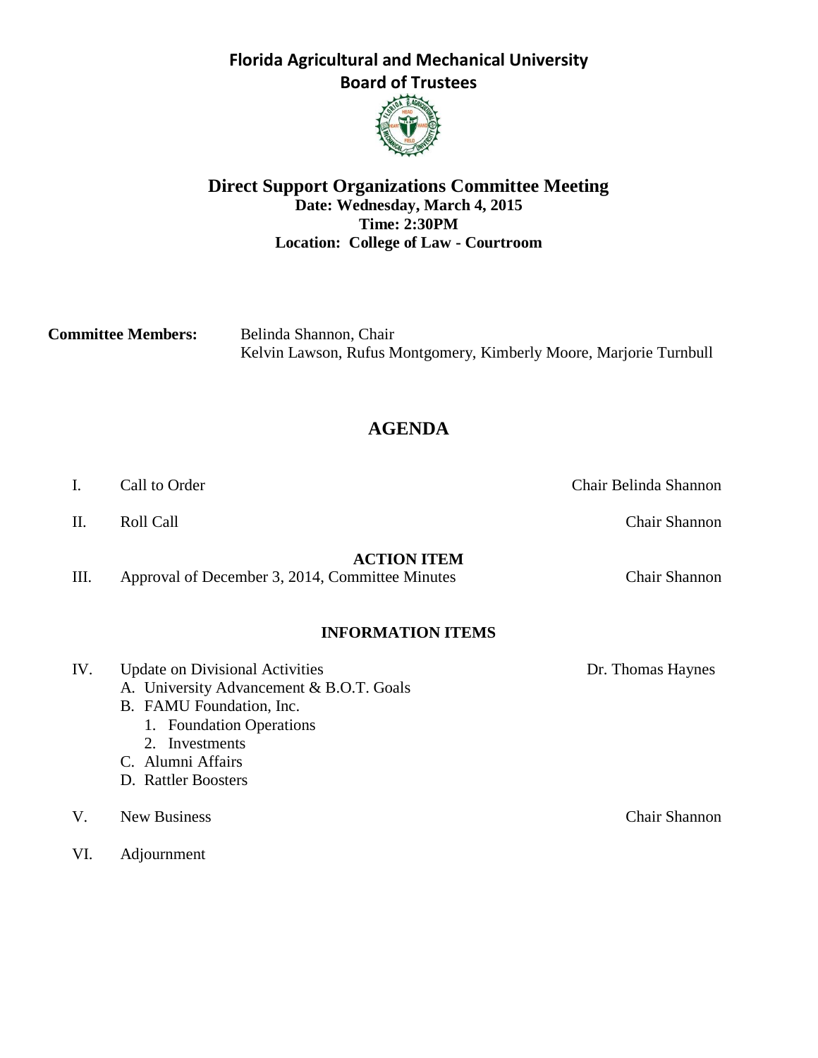# Florida Agricultural and Mechanical University
## Board of Trustees

## Direct Support Organizations Committee Meeting

**Date: Wednesday, March 4, 2015**
**Time: 2:30PM**
**Location: College of Law - Courtroom**

**Committee Members:** Belinda Shannon, Chair
Kelvin Lawson, Rufus Montgomery, Kimberly Moore, Marjorie Turnbull

## AGENDA

I. Call to Order — Chair Belinda Shannon

II. Roll Call — Chair Shannon

**ACTION ITEM**

III. Approval of December 3, 2014, Committee Minutes — Chair Shannon

**INFORMATION ITEMS**

IV. Update on Divisional Activities — Dr. Thomas Haynes
   - A. University Advancement & B.O.T. Goals
   - B. FAMU Foundation, Inc.
     1. Foundation Operations
     2. Investments
   - C. Alumni Affairs
   - D. Rattler Boosters

V. New Business — Chair Shannon

VI. Adjournment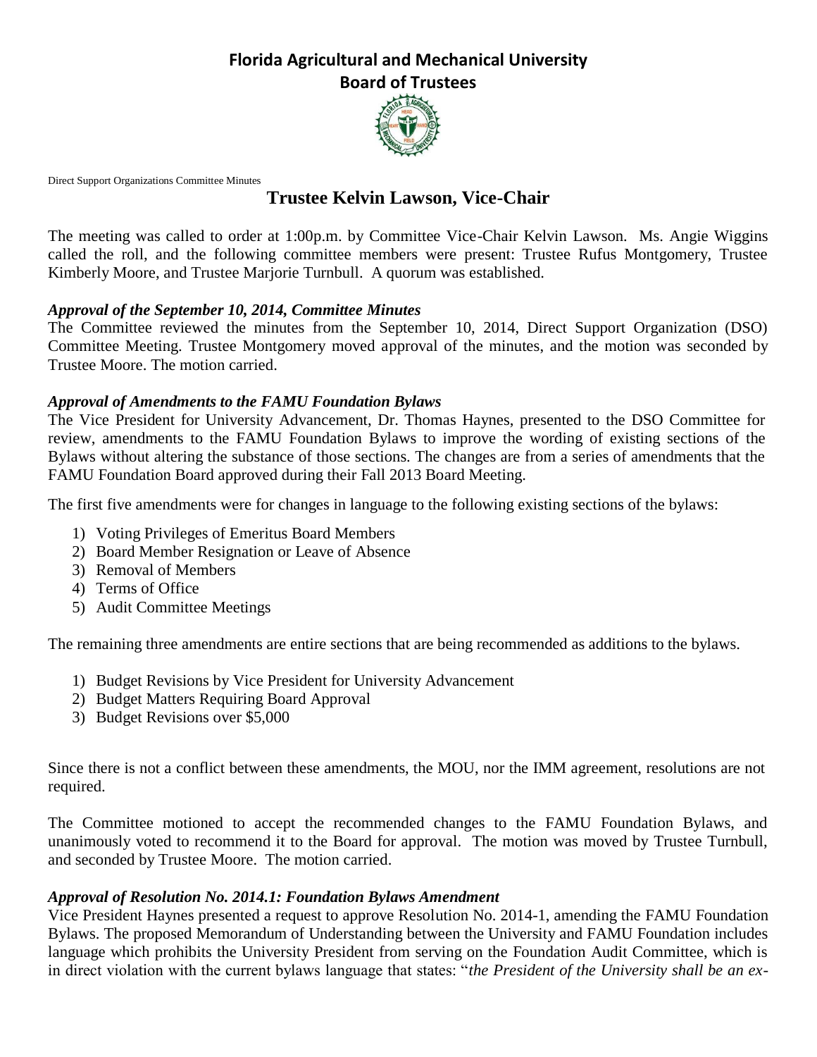# Florida Agricultural and Mechanical University
## Board of Trustees

Direct Support Organizations Committee Minutes

## Trustee Kelvin Lawson, Vice-Chair

The meeting was called to order at 1:00p.m. by Committee Vice-Chair Kelvin Lawson. Ms. Angie Wiggins called the roll, and the following committee members were present: Trustee Rufus Montgomery, Trustee Kimberly Moore, and Trustee Marjorie Turnbull. A quorum was established.

### *Approval of the September 10, 2014, Committee Minutes*

The Committee reviewed the minutes from the September 10, 2014, Direct Support Organization (DSO) Committee Meeting. Trustee Montgomery moved approval of the minutes, and the motion was seconded by Trustee Moore. The motion carried.

### *Approval of Amendments to the FAMU Foundation Bylaws*

The Vice President for University Advancement, Dr. Thomas Haynes, presented to the DSO Committee for review, amendments to the FAMU Foundation Bylaws to improve the wording of existing sections of the Bylaws without altering the substance of those sections. The changes are from a series of amendments that the FAMU Foundation Board approved during their Fall 2013 Board Meeting.

The first five amendments were for changes in language to the following existing sections of the bylaws:

1) Voting Privileges of Emeritus Board Members
2) Board Member Resignation or Leave of Absence
3) Removal of Members
4) Terms of Office
5) Audit Committee Meetings

The remaining three amendments are entire sections that are being recommended as additions to the bylaws.

1) Budget Revisions by Vice President for University Advancement
2) Budget Matters Requiring Board Approval
3) Budget Revisions over $5,000

Since there is not a conflict between these amendments, the MOU, nor the IMM agreement, resolutions are not required.

The Committee motioned to accept the recommended changes to the FAMU Foundation Bylaws, and unanimously voted to recommend it to the Board for approval. The motion was moved by Trustee Turnbull, and seconded by Trustee Moore. The motion carried.

### *Approval of Resolution No. 2014.1: Foundation Bylaws Amendment*

Vice President Haynes presented a request to approve Resolution No. 2014-1, amending the FAMU Foundation Bylaws. The proposed Memorandum of Understanding between the University and FAMU Foundation includes language which prohibits the University President from serving on the Foundation Audit Committee, which is in direct violation with the current bylaws language that states: "*the President of the University shall be an ex-*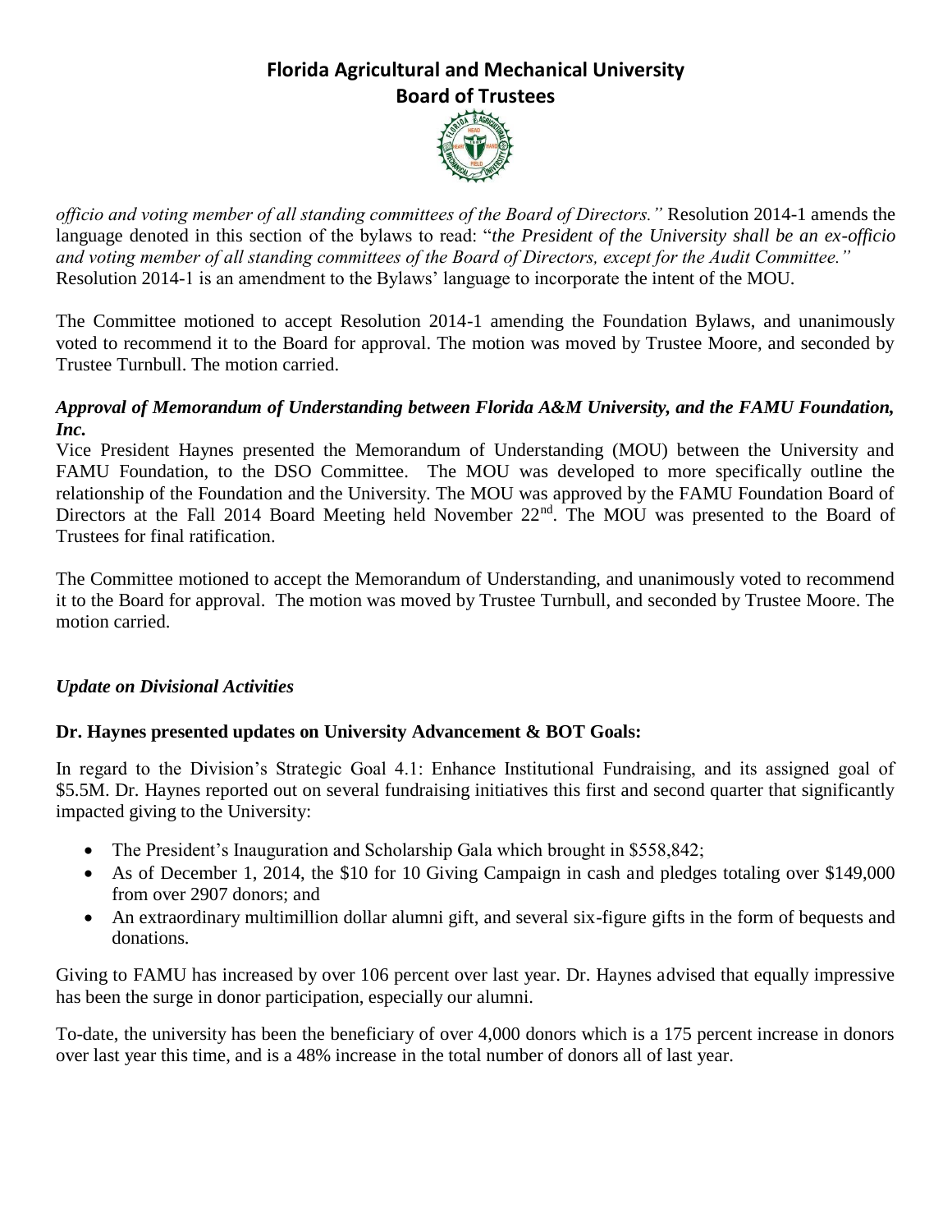*officio and voting member of all standing committees of the Board of Directors."* Resolution 2014-1 amends the language denoted in this section of the bylaws to read: "*the President of the University shall be an ex-officio and voting member of all standing committees of the Board of Directors, except for the Audit Committee."* Resolution 2014-1 is an amendment to the Bylaws' language to incorporate the intent of the MOU.

The Committee motioned to accept Resolution 2014-1 amending the Foundation Bylaws, and unanimously voted to recommend it to the Board for approval. The motion was moved by Trustee Moore, and seconded by Trustee Turnbull. The motion carried.

***Approval of Memorandum of Understanding between Florida A&M University, and the FAMU Foundation, Inc.***

Vice President Haynes presented the Memorandum of Understanding (MOU) between the University and FAMU Foundation, to the DSO Committee. The MOU was developed to more specifically outline the relationship of the Foundation and the University. The MOU was approved by the FAMU Foundation Board of Directors at the Fall 2014 Board Meeting held November 22nd. The MOU was presented to the Board of Trustees for final ratification.

The Committee motioned to accept the Memorandum of Understanding, and unanimously voted to recommend it to the Board for approval. The motion was moved by Trustee Turnbull, and seconded by Trustee Moore. The motion carried.

***Update on Divisional Activities***

**Dr. Haynes presented updates on University Advancement & BOT Goals:**

In regard to the Division's Strategic Goal 4.1: Enhance Institutional Fundraising, and its assigned goal of $5.5M. Dr. Haynes reported out on several fundraising initiatives this first and second quarter that significantly impacted giving to the University:

- The President's Inauguration and Scholarship Gala which brought in $558,842;
- As of December 1, 2014, the $10 for 10 Giving Campaign in cash and pledges totaling over $149,000 from over 2907 donors; and
- An extraordinary multimillion dollar alumni gift, and several six-figure gifts in the form of bequests and donations.

Giving to FAMU has increased by over 106 percent over last year. Dr. Haynes advised that equally impressive has been the surge in donor participation, especially our alumni.

To-date, the university has been the beneficiary of over 4,000 donors which is a 175 percent increase in donors over last year this time, and is a 48% increase in the total number of donors all of last year.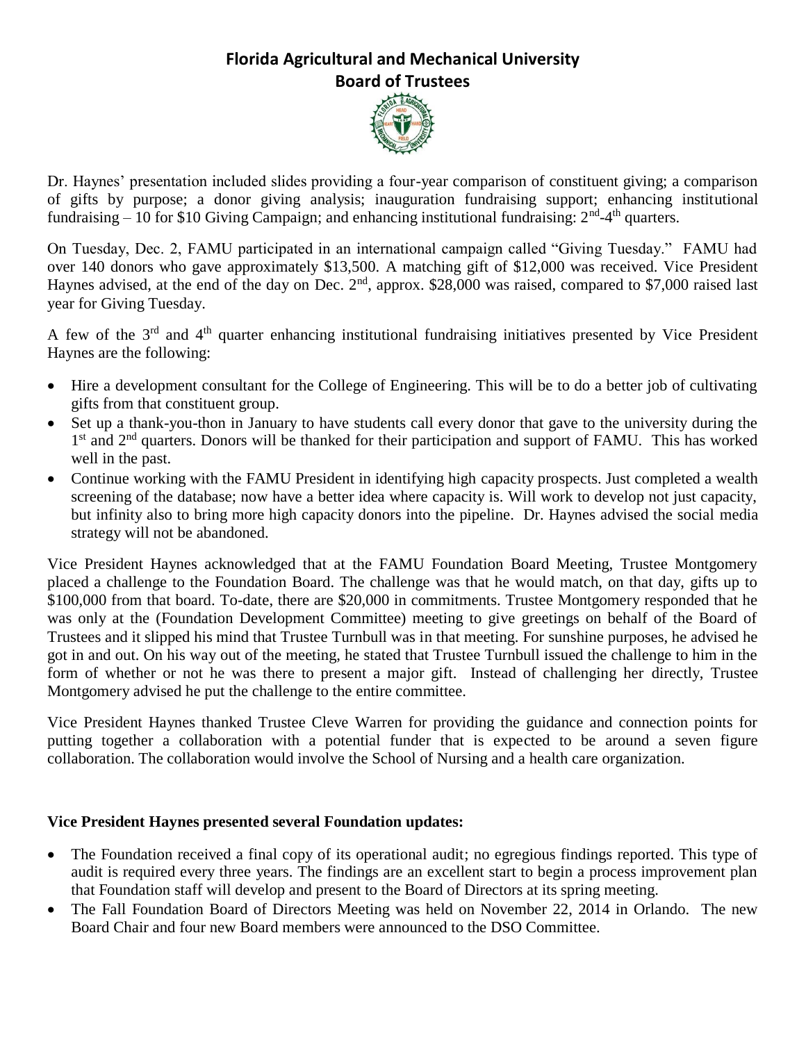# Florida Agricultural and Mechanical University
## Board of Trustees

Dr. Haynes' presentation included slides providing a four-year comparison of constituent giving; a comparison of gifts by purpose; a donor giving analysis; inauguration fundraising support; enhancing institutional fundraising – 10 for $10 Giving Campaign; and enhancing institutional fundraising: 2nd-4th quarters.

On Tuesday, Dec. 2, FAMU participated in an international campaign called "Giving Tuesday." FAMU had over 140 donors who gave approximately $13,500. A matching gift of $12,000 was received. Vice President Haynes advised, at the end of the day on Dec. 2nd, approx. $28,000 was raised, compared to $7,000 raised last year for Giving Tuesday.

A few of the 3rd and 4th quarter enhancing institutional fundraising initiatives presented by Vice President Haynes are the following:

- Hire a development consultant for the College of Engineering. This will be to do a better job of cultivating gifts from that constituent group.
- Set up a thank-you-thon in January to have students call every donor that gave to the university during the 1st and 2nd quarters. Donors will be thanked for their participation and support of FAMU. This has worked well in the past.
- Continue working with the FAMU President in identifying high capacity prospects. Just completed a wealth screening of the database; now have a better idea where capacity is. Will work to develop not just capacity, but infinity also to bring more high capacity donors into the pipeline. Dr. Haynes advised the social media strategy will not be abandoned.

Vice President Haynes acknowledged that at the FAMU Foundation Board Meeting, Trustee Montgomery placed a challenge to the Foundation Board. The challenge was that he would match, on that day, gifts up to $100,000 from that board. To-date, there are $20,000 in commitments. Trustee Montgomery responded that he was only at the (Foundation Development Committee) meeting to give greetings on behalf of the Board of Trustees and it slipped his mind that Trustee Turnbull was in that meeting. For sunshine purposes, he advised he got in and out. On his way out of the meeting, he stated that Trustee Turnbull issued the challenge to him in the form of whether or not he was there to present a major gift. Instead of challenging her directly, Trustee Montgomery advised he put the challenge to the entire committee.

Vice President Haynes thanked Trustee Cleve Warren for providing the guidance and connection points for putting together a collaboration with a potential funder that is expected to be around a seven figure collaboration. The collaboration would involve the School of Nursing and a health care organization.

**Vice President Haynes presented several Foundation updates:**

- The Foundation received a final copy of its operational audit; no egregious findings reported. This type of audit is required every three years. The findings are an excellent start to begin a process improvement plan that Foundation staff will develop and present to the Board of Directors at its spring meeting.
- The Fall Foundation Board of Directors Meeting was held on November 22, 2014 in Orlando. The new Board Chair and four new Board members were announced to the DSO Committee.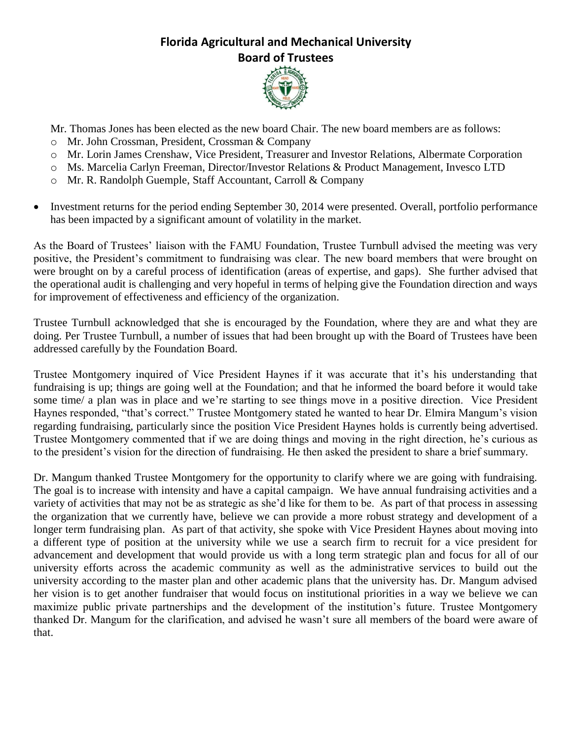Mr. Thomas Jones has been elected as the new board Chair. The new board members are as follows:

- Mr. John Crossman, President, Crossman & Company
- Mr. Lorin James Crenshaw, Vice President, Treasurer and Investor Relations, Albermate Corporation
- Ms. Marcelia Carlyn Freeman, Director/Investor Relations & Product Management, Invesco LTD
- Mr. R. Randolph Guemple, Staff Accountant, Carroll & Company

- Investment returns for the period ending September 30, 2014 were presented. Overall, portfolio performance has been impacted by a significant amount of volatility in the market.

As the Board of Trustees' liaison with the FAMU Foundation, Trustee Turnbull advised the meeting was very positive, the President's commitment to fundraising was clear. The new board members that were brought on were brought on by a careful process of identification (areas of expertise, and gaps). She further advised that the operational audit is challenging and very hopeful in terms of helping give the Foundation direction and ways for improvement of effectiveness and efficiency of the organization.

Trustee Turnbull acknowledged that she is encouraged by the Foundation, where they are and what they are doing. Per Trustee Turnbull, a number of issues that had been brought up with the Board of Trustees have been addressed carefully by the Foundation Board.

Trustee Montgomery inquired of Vice President Haynes if it was accurate that it's his understanding that fundraising is up; things are going well at the Foundation; and that he informed the board before it would take some time/ a plan was in place and we're starting to see things move in a positive direction. Vice President Haynes responded, "that's correct." Trustee Montgomery stated he wanted to hear Dr. Elmira Mangum's vision regarding fundraising, particularly since the position Vice President Haynes holds is currently being advertised. Trustee Montgomery commented that if we are doing things and moving in the right direction, he's curious as to the president's vision for the direction of fundraising. He then asked the president to share a brief summary.

Dr. Mangum thanked Trustee Montgomery for the opportunity to clarify where we are going with fundraising. The goal is to increase with intensity and have a capital campaign. We have annual fundraising activities and a variety of activities that may not be as strategic as she'd like for them to be. As part of that process in assessing the organization that we currently have, believe we can provide a more robust strategy and development of a longer term fundraising plan. As part of that activity, she spoke with Vice President Haynes about moving into a different type of position at the university while we use a search firm to recruit for a vice president for advancement and development that would provide us with a long term strategic plan and focus for all of our university efforts across the academic community as well as the administrative services to build out the university according to the master plan and other academic plans that the university has. Dr. Mangum advised her vision is to get another fundraiser that would focus on institutional priorities in a way we believe we can maximize public private partnerships and the development of the institution's future. Trustee Montgomery thanked Dr. Mangum for the clarification, and advised he wasn't sure all members of the board were aware of that.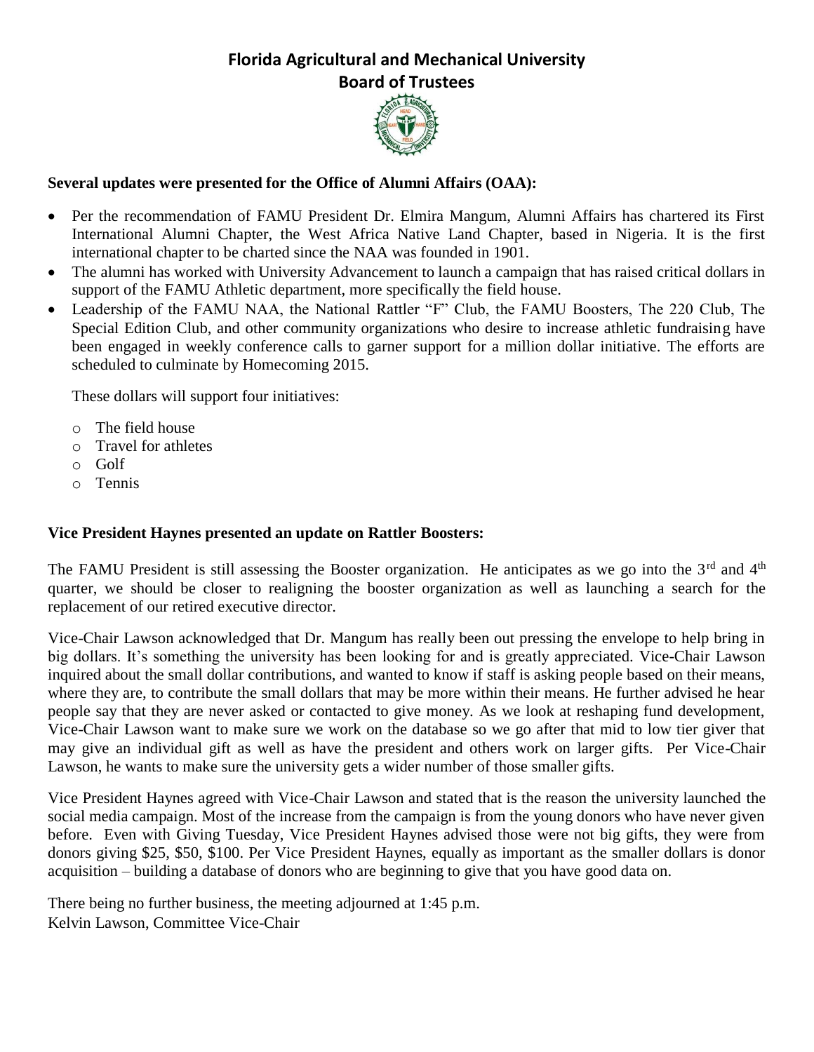# Florida Agricultural and Mechanical University
## Board of Trustees

**Several updates were presented for the Office of Alumni Affairs (OAA):**

- Per the recommendation of FAMU President Dr. Elmira Mangum, Alumni Affairs has chartered its First International Alumni Chapter, the West Africa Native Land Chapter, based in Nigeria. It is the first international chapter to be charted since the NAA was founded in 1901.
- The alumni has worked with University Advancement to launch a campaign that has raised critical dollars in support of the FAMU Athletic department, more specifically the field house.
- Leadership of the FAMU NAA, the National Rattler "F" Club, the FAMU Boosters, The 220 Club, The Special Edition Club, and other community organizations who desire to increase athletic fundraising have been engaged in weekly conference calls to garner support for a million dollar initiative. The efforts are scheduled to culminate by Homecoming 2015.

  These dollars will support four initiatives:

  - The field house
  - Travel for athletes
  - Golf
  - Tennis

**Vice President Haynes presented an update on Rattler Boosters:**

The FAMU President is still assessing the Booster organization. He anticipates as we go into the 3rd and 4th quarter, we should be closer to realigning the booster organization as well as launching a search for the replacement of our retired executive director.

Vice-Chair Lawson acknowledged that Dr. Mangum has really been out pressing the envelope to help bring in big dollars. It's something the university has been looking for and is greatly appreciated. Vice-Chair Lawson inquired about the small dollar contributions, and wanted to know if staff is asking people based on their means, where they are, to contribute the small dollars that may be more within their means. He further advised he hear people say that they are never asked or contacted to give money. As we look at reshaping fund development, Vice-Chair Lawson want to make sure we work on the database so we go after that mid to low tier giver that may give an individual gift as well as have the president and others work on larger gifts. Per Vice-Chair Lawson, he wants to make sure the university gets a wider number of those smaller gifts.

Vice President Haynes agreed with Vice-Chair Lawson and stated that is the reason the university launched the social media campaign. Most of the increase from the campaign is from the young donors who have never given before. Even with Giving Tuesday, Vice President Haynes advised those were not big gifts, they were from donors giving $25, $50, $100. Per Vice President Haynes, equally as important as the smaller dollars is donor acquisition – building a database of donors who are beginning to give that you have good data on.

There being no further business, the meeting adjourned at 1:45 p.m.
Kelvin Lawson, Committee Vice-Chair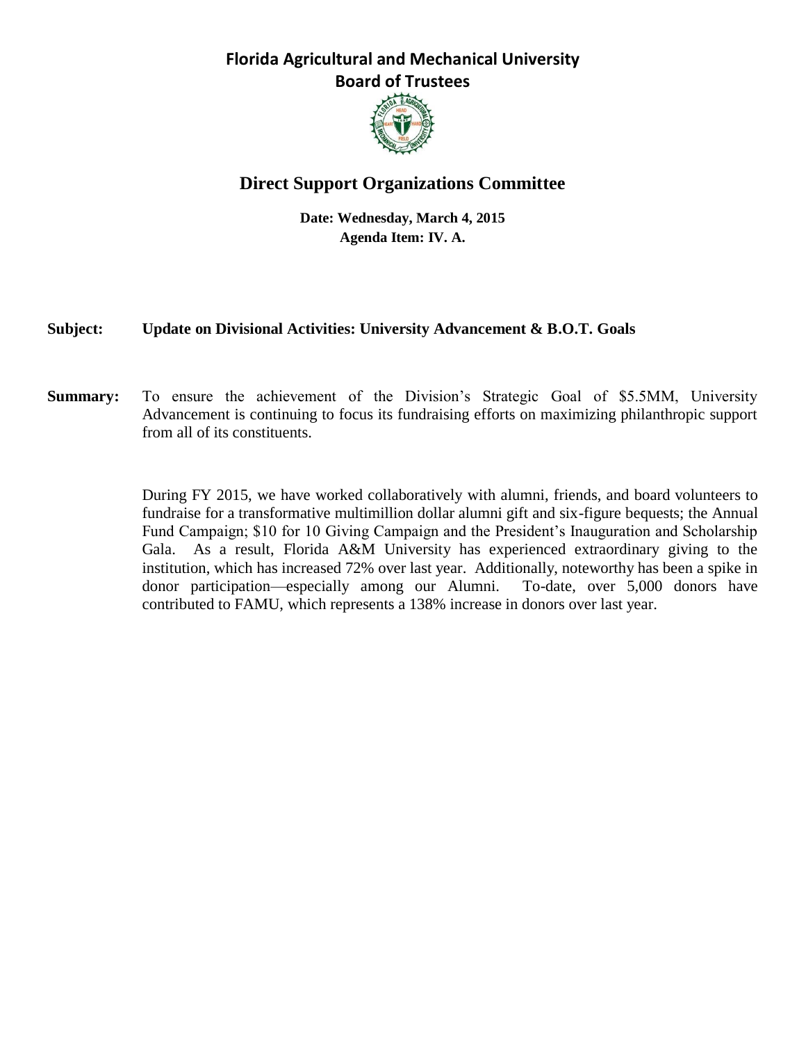# Florida Agricultural and Mechanical University
## Board of Trustees

## Direct Support Organizations Committee

**Date: Wednesday, March 4, 2015**
**Agenda Item: IV. A.**

**Subject:** **Update on Divisional Activities: University Advancement & B.O.T. Goals**

**Summary:** To ensure the achievement of the Division's Strategic Goal of $5.5MM, University Advancement is continuing to focus its fundraising efforts on maximizing philanthropic support from all of its constituents.

During FY 2015, we have worked collaboratively with alumni, friends, and board volunteers to fundraise for a transformative multimillion dollar alumni gift and six-figure bequests; the Annual Fund Campaign; $10 for 10 Giving Campaign and the President's Inauguration and Scholarship Gala. As a result, Florida A&M University has experienced extraordinary giving to the institution, which has increased 72% over last year. Additionally, noteworthy has been a spike in donor participation—especially among our Alumni. To-date, over 5,000 donors have contributed to FAMU, which represents a 138% increase in donors over last year.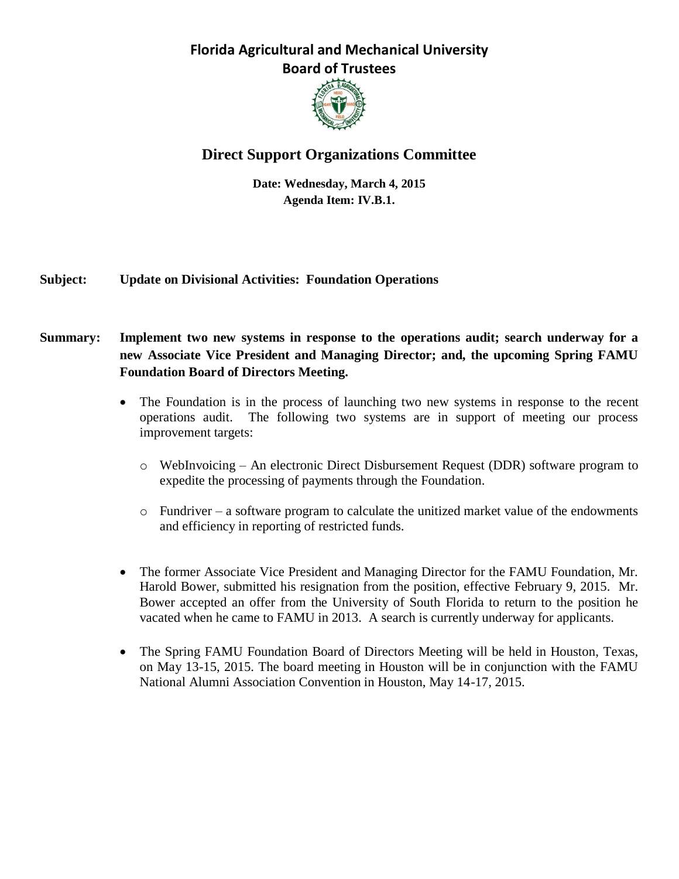# Florida Agricultural and Mechanical University
## Board of Trustees

## Direct Support Organizations Committee

**Date: Wednesday, March 4, 2015**
**Agenda Item: IV.B.1.**

**Subject:** **Update on Divisional Activities: Foundation Operations**

**Summary:** **Implement two new systems in response to the operations audit; search underway for a new Associate Vice President and Managing Director; and, the upcoming Spring FAMU Foundation Board of Directors Meeting.**

- The Foundation is in the process of launching two new systems in response to the recent operations audit. The following two systems are in support of meeting our process improvement targets:
  - WebInvoicing – An electronic Direct Disbursement Request (DDR) software program to expedite the processing of payments through the Foundation.
  - Fundriver – a software program to calculate the unitized market value of the endowments and efficiency in reporting of restricted funds.
- The former Associate Vice President and Managing Director for the FAMU Foundation, Mr. Harold Bower, submitted his resignation from the position, effective February 9, 2015. Mr. Bower accepted an offer from the University of South Florida to return to the position he vacated when he came to FAMU in 2013. A search is currently underway for applicants.
- The Spring FAMU Foundation Board of Directors Meeting will be held in Houston, Texas, on May 13-15, 2015. The board meeting in Houston will be in conjunction with the FAMU National Alumni Association Convention in Houston, May 14-17, 2015.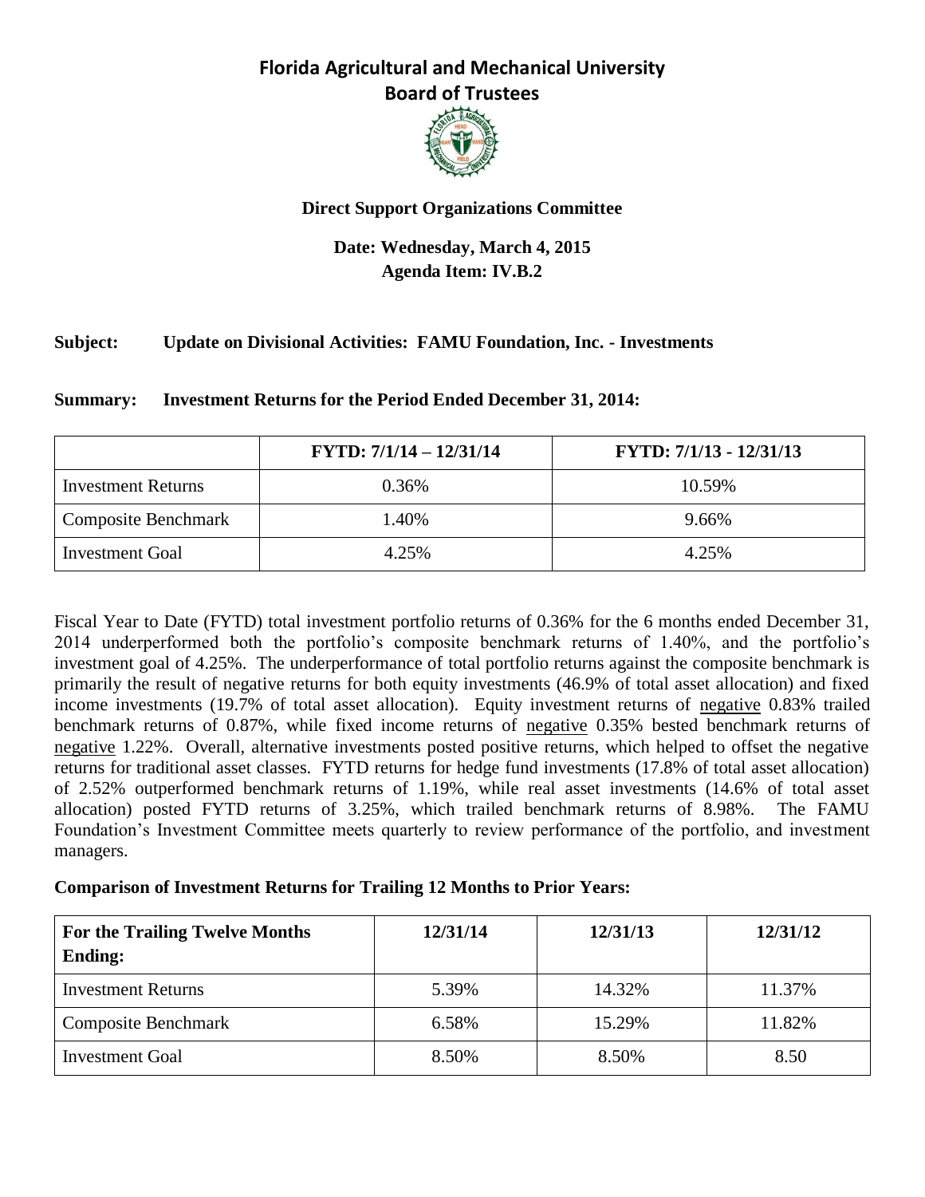# Florida Agricultural and Mechanical University
## Board of Trustees

### Direct Support Organizations Committee

**Date: Wednesday, March 4, 2015**
**Agenda Item: IV.B.2**

**Subject: Update on Divisional Activities: FAMU Foundation, Inc. - Investments**

**Summary: Investment Returns for the Period Ended December 31, 2014:**

| | FYTD: 7/1/14 – 12/31/14 | FYTD: 7/1/13 - 12/31/13 |
|---|---|---|
| Investment Returns | 0.36% | 10.59% |
| Composite Benchmark | 1.40% | 9.66% |
| Investment Goal | 4.25% | 4.25% |

Fiscal Year to Date (FYTD) total investment portfolio returns of 0.36% for the 6 months ended December 31, 2014 underperformed both the portfolio's composite benchmark returns of 1.40%, and the portfolio's investment goal of 4.25%. The underperformance of total portfolio returns against the composite benchmark is primarily the result of negative returns for both equity investments (46.9% of total asset allocation) and fixed income investments (19.7% of total asset allocation). Equity investment returns of negative 0.83% trailed benchmark returns of 0.87%, while fixed income returns of negative 0.35% bested benchmark returns of negative 1.22%. Overall, alternative investments posted positive returns, which helped to offset the negative returns for traditional asset classes. FYTD returns for hedge fund investments (17.8% of total asset allocation) of 2.52% outperformed benchmark returns of 1.19%, while real asset investments (14.6% of total asset allocation) posted FYTD returns of 3.25%, which trailed benchmark returns of 8.98%. The FAMU Foundation's Investment Committee meets quarterly to review performance of the portfolio, and investment managers.

**Comparison of Investment Returns for Trailing 12 Months to Prior Years:**

| For the Trailing Twelve Months Ending: | 12/31/14 | 12/31/13 | 12/31/12 |
|---|---|---|---|
| Investment Returns | 5.39% | 14.32% | 11.37% |
| Composite Benchmark | 6.58% | 15.29% | 11.82% |
| Investment Goal | 8.50% | 8.50% | 8.50 |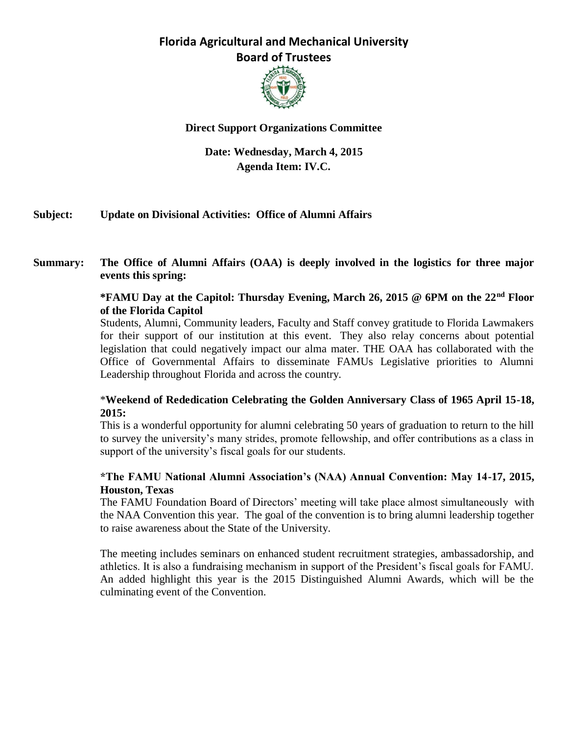# Florida Agricultural and Mechanical University
## Board of Trustees

### Direct Support Organizations Committee

**Date: Wednesday, March 4, 2015**
**Agenda Item: IV.C.**

**Subject:** **Update on Divisional Activities: Office of Alumni Affairs**

**Summary:** **The Office of Alumni Affairs (OAA) is deeply involved in the logistics for three major events this spring:**

**\*FAMU Day at the Capitol: Thursday Evening, March 26, 2015 @ 6PM on the 22nd Floor of the Florida Capitol**

Students, Alumni, Community leaders, Faculty and Staff convey gratitude to Florida Lawmakers for their support of our institution at this event. They also relay concerns about potential legislation that could negatively impact our alma mater. THE OAA has collaborated with the Office of Governmental Affairs to disseminate FAMUs Legislative priorities to Alumni Leadership throughout Florida and across the country.

**\*Weekend of Rededication Celebrating the Golden Anniversary Class of 1965 April 15-18, 2015:**

This is a wonderful opportunity for alumni celebrating 50 years of graduation to return to the hill to survey the university's many strides, promote fellowship, and offer contributions as a class in support of the university's fiscal goals for our students.

**\*The FAMU National Alumni Association's (NAA) Annual Convention: May 14-17, 2015, Houston, Texas**

The FAMU Foundation Board of Directors' meeting will take place almost simultaneously with the NAA Convention this year. The goal of the convention is to bring alumni leadership together to raise awareness about the State of the University.

The meeting includes seminars on enhanced student recruitment strategies, ambassadorship, and athletics. It is also a fundraising mechanism in support of the President's fiscal goals for FAMU. An added highlight this year is the 2015 Distinguished Alumni Awards, which will be the culminating event of the Convention.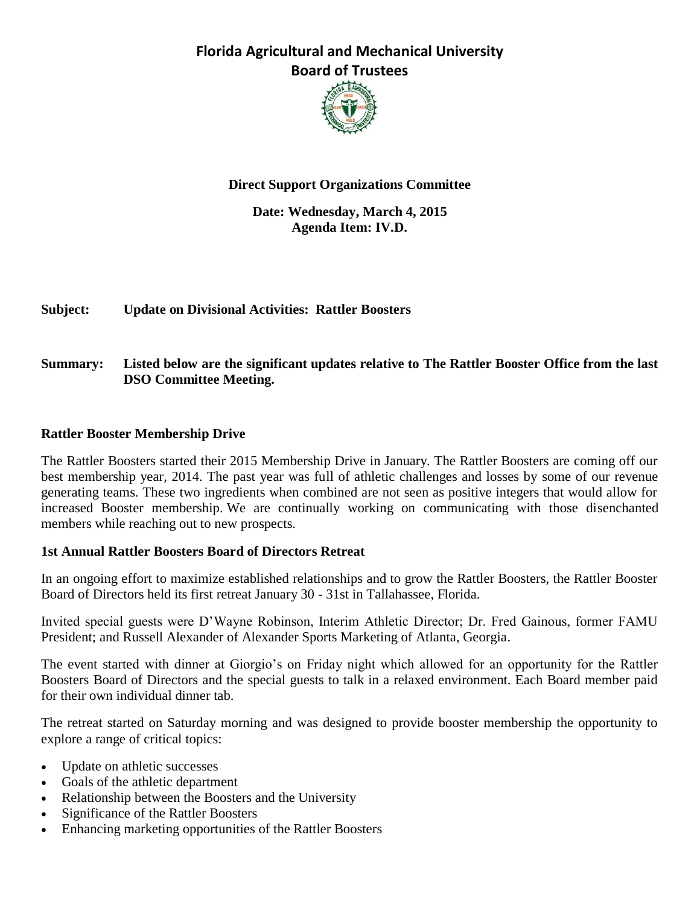# Florida Agricultural and Mechanical University
## Board of Trustees

**Direct Support Organizations Committee**

**Date: Wednesday, March 4, 2015**
**Agenda Item: IV.D.**

**Subject:** **Update on Divisional Activities: Rattler Boosters**

**Summary:** **Listed below are the significant updates relative to The Rattler Booster Office from the last DSO Committee Meeting.**

### Rattler Booster Membership Drive

The Rattler Boosters started their 2015 Membership Drive in January. The Rattler Boosters are coming off our best membership year, 2014. The past year was full of athletic challenges and losses by some of our revenue generating teams. These two ingredients when combined are not seen as positive integers that would allow for increased Booster membership. We are continually working on communicating with those disenchanted members while reaching out to new prospects.

### 1st Annual Rattler Boosters Board of Directors Retreat

In an ongoing effort to maximize established relationships and to grow the Rattler Boosters, the Rattler Booster Board of Directors held its first retreat January 30 - 31st in Tallahassee, Florida.

Invited special guests were D'Wayne Robinson, Interim Athletic Director; Dr. Fred Gainous, former FAMU President; and Russell Alexander of Alexander Sports Marketing of Atlanta, Georgia.

The event started with dinner at Giorgio's on Friday night which allowed for an opportunity for the Rattler Boosters Board of Directors and the special guests to talk in a relaxed environment. Each Board member paid for their own individual dinner tab.

The retreat started on Saturday morning and was designed to provide booster membership the opportunity to explore a range of critical topics:

- Update on athletic successes
- Goals of the athletic department
- Relationship between the Boosters and the University
- Significance of the Rattler Boosters
- Enhancing marketing opportunities of the Rattler Boosters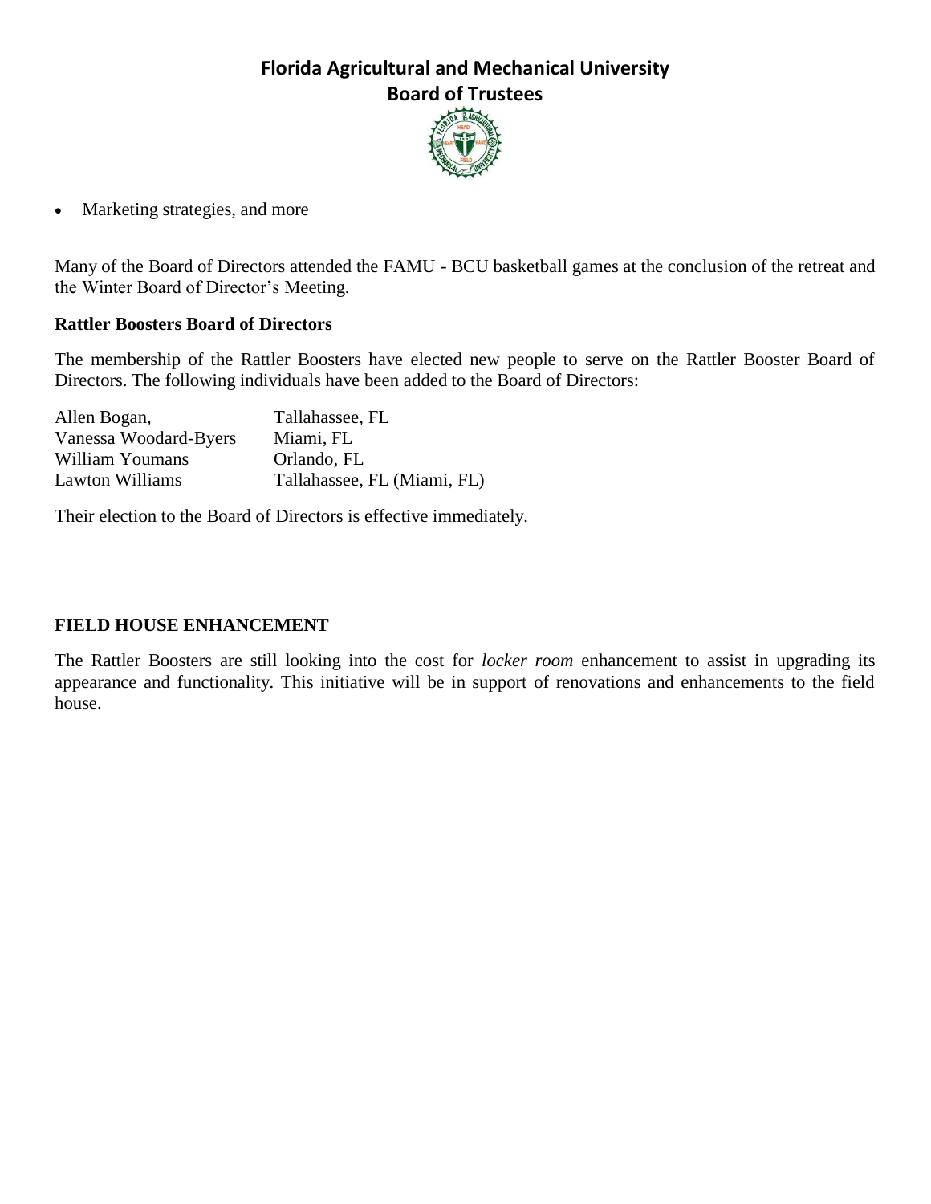- Marketing strategies, and more

Many of the Board of Directors attended the FAMU - BCU basketball games at the conclusion of the retreat and the Winter Board of Director's Meeting.

**Rattler Boosters Board of Directors**

The membership of the Rattler Boosters have elected new people to serve on the Rattler Booster Board of Directors. The following individuals have been added to the Board of Directors:

| | |
|---|---|
| Allen Bogan, | Tallahassee, FL |
| Vanessa Woodard-Byers | Miami, FL |
| William Youmans | Orlando, FL |
| Lawton Williams | Tallahassee, FL (Miami, FL) |

Their election to the Board of Directors is effective immediately.

**FIELD HOUSE ENHANCEMENT**

The Rattler Boosters are still looking into the cost for *locker room* enhancement to assist in upgrading its appearance and functionality. This initiative will be in support of renovations and enhancements to the field house.